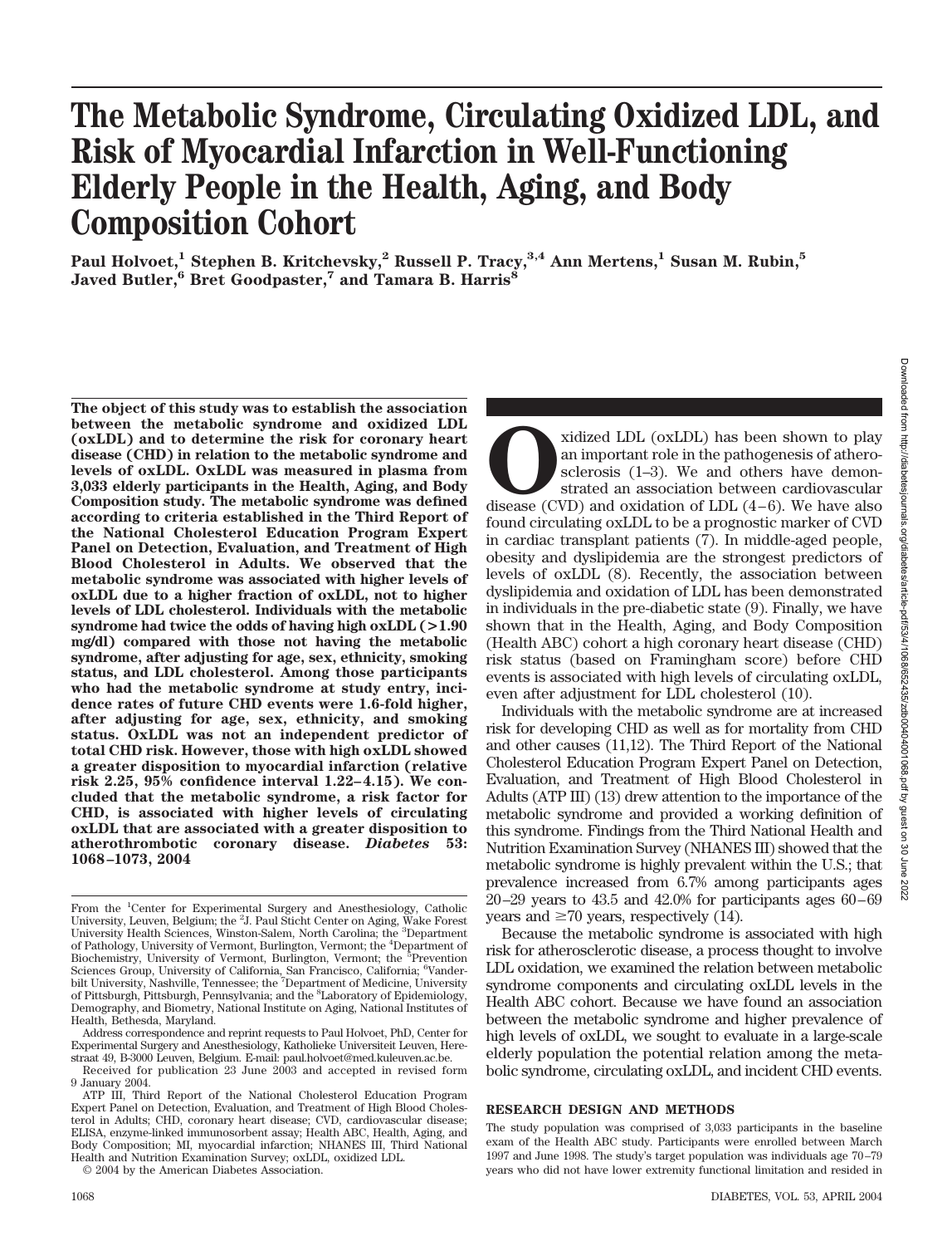# The Metabolic Syndrome, Circulating Oxidized LDL, and Risk of Myocardial Infarction in Well-Functioning Elderly People in the Health, Aging, and Body Composition Cohort

**Paul Holvoet,[1] Stephen B. Kritchevsky,[2] Russell P. Tracy,[3,4] Ann Mertens,[1] Susan M. Rubin,[5] Javed Butler,[6] Bret Goodpaster,[7] and Tamara B. Harris[8]**

**The object of this study was to establish the association between the metabolic syndrome and oxidized LDL (oxLDL) and to determine the risk for coronary heart disease (CHD) in relation to the metabolic syndrome and levels of oxLDL. OxLDL was measured in plasma from 3,033 elderly participants in the Health, Aging, and Body Composition study. The metabolic syndrome was defined according to criteria established in the Third Report of the National Cholesterol Education Program Expert Panel on Detection, Evaluation, and Treatment of High Blood Cholesterol in Adults. We observed that the metabolic syndrome was associated with higher levels of oxLDL due to a higher fraction of oxLDL, not to higher levels of LDL cholesterol. Individuals with the metabolic syndrome had twice the odds of having high oxLDL (>1.90 mg/dl) compared with those not having the metabolic syndrome, after adjusting for age, sex, ethnicity, smoking status, and LDL cholesterol. Among those participants who had the metabolic syndrome at study entry, incidence rates of future CHD events were 1.6-fold higher, after adjusting for age, sex, ethnicity, and smoking status. OxLDL was not an independent predictor of total CHD risk. However, those with high oxLDL showed a greater disposition to myocardial infarction (relative risk 2.25, 95% confidence interval 1.22–4.15). We concluded that the metabolic syndrome, a risk factor for CHD, is associated with higher levels of circulating oxLDL that are associated with a greater disposition to atherothrombotic coronary disease.** ***Diabetes*** **53: 1068–1073, 2004**

From the [1]Center for Experimental Surgery and Anesthesiology, Catholic University, Leuven, Belgium; the [2]J. Paul Sticht Center on Aging, Wake Forest University Health Sciences, Winston-Salem, North Carolina; the [3]Department of Pathology, University of Vermont, Burlington, Vermont; the [4]Department of Biochemistry, University of Vermont, Burlington, Vermont; the [5]Prevention Sciences Group, University of California, San Francisco, California; [6]Vanderbilt University, Nashville, Tennessee; the [7]Department of Medicine, University of Pittsburgh, Pittsburgh, Pennsylvania; and the [8]Laboratory of Epidemiology, Demography, and Biometry, National Institute on Aging, National Institutes of Health, Bethesda, Maryland.

Address correspondence and reprint requests to Paul Holvoet, PhD, Center for Experimental Surgery and Anesthesiology, Katholieke Universiteit Leuven, Herestraat 49, B-3000 Leuven, Belgium. E-mail: paul.holvoet@med.kuleuven.ac.be.

Received for publication 23 June 2003 and accepted in revised form 9 January 2004.

ATP III, Third Report of the National Cholesterol Education Program Expert Panel on Detection, Evaluation, and Treatment of High Blood Cholesterol in Adults; CHD, coronary heart disease; CVD, cardiovascular disease; ELISA, enzyme-linked immunosorbent assay; Health ABC, Health, Aging, and Body Composition; MI, myocardial infarction; NHANES III, Third National Health and Nutrition Examination Survey; oxLDL, oxidized LDL.

© 2004 by the American Diabetes Association.

Oxidized LDL (oxLDL) has been shown to play an important role in the pathogenesis of atherosclerosis (1–3). We and others have demonstrated an association between cardiovascular disease (CVD) and oxidation of LDL (4–6). We have also found circulating oxLDL to be a prognostic marker of CVD in cardiac transplant patients (7). In middle-aged people, obesity and dyslipidemia are the strongest predictors of levels of oxLDL (8). Recently, the association between dyslipidemia and oxidation of LDL has been demonstrated in individuals in the pre-diabetic state (9). Finally, we have shown that in the Health, Aging, and Body Composition (Health ABC) cohort a high coronary heart disease (CHD) risk status (based on Framingham score) before CHD events is associated with high levels of circulating oxLDL, even after adjustment for LDL cholesterol (10).

Individuals with the metabolic syndrome are at increased risk for developing CHD as well as for mortality from CHD and other causes (11,12). The Third Report of the National Cholesterol Education Program Expert Panel on Detection, Evaluation, and Treatment of High Blood Cholesterol in Adults (ATP III) (13) drew attention to the importance of the metabolic syndrome and provided a working definition of this syndrome. Findings from the Third National Health and Nutrition Examination Survey (NHANES III) showed that the metabolic syndrome is highly prevalent within the U.S.; that prevalence increased from 6.7% among participants ages 20–29 years to 43.5 and 42.0% for participants ages 60–69 years and ≥70 years, respectively (14).

Because the metabolic syndrome is associated with high risk for atherosclerotic disease, a process thought to involve LDL oxidation, we examined the relation between metabolic syndrome components and circulating oxLDL levels in the Health ABC cohort. Because we have found an association between the metabolic syndrome and higher prevalence of high levels of oxLDL, we sought to evaluate in a large-scale elderly population the potential relation among the metabolic syndrome, circulating oxLDL, and incident CHD events.

## RESEARCH DESIGN AND METHODS

The study population was comprised of 3,033 participants in the baseline exam of the Health ABC study. Participants were enrolled between March 1997 and June 1998. The study's target population was individuals age 70–79 years who did not have lower extremity functional limitation and resided in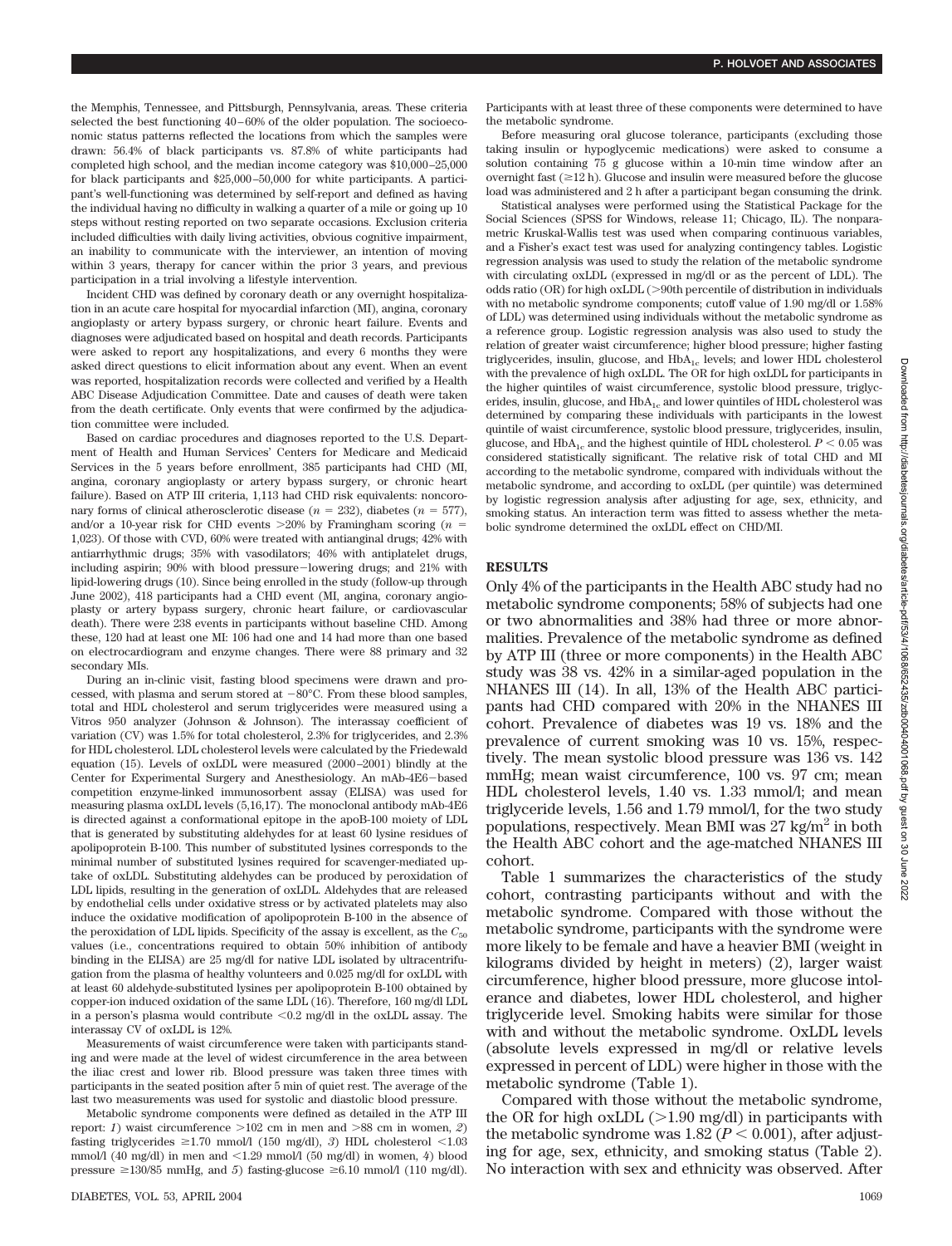the Memphis, Tennessee, and Pittsburgh, Pennsylvania, areas. These criteria selected the best functioning 40–60% of the older population. The socioeconomic status patterns reflected the locations from which the samples were drawn: 56.4% of black participants vs. 87.8% of white participants had completed high school, and the median income category was $10,000–25,000 for black participants and $25,000–50,000 for white participants. A participant's well-functioning was determined by self-report and defined as having the individual having no difficulty in walking a quarter of a mile or going up 10 steps without resting reported on two separate occasions. Exclusion criteria included difficulties with daily living activities, obvious cognitive impairment, an inability to communicate with the interviewer, an intention of moving within 3 years, therapy for cancer within the prior 3 years, and previous participation in a trial involving a lifestyle intervention.

Incident CHD was defined by coronary death or any overnight hospitalization in an acute care hospital for myocardial infarction (MI), angina, coronary angioplasty or artery bypass surgery, or chronic heart failure. Events and diagnoses were adjudicated based on hospital and death records. Participants were asked to report any hospitalizations, and every 6 months they were asked direct questions to elicit information about any event. When an event was reported, hospitalization records were collected and verified by a Health ABC Disease Adjudication Committee. Date and causes of death were taken from the death certificate. Only events that were confirmed by the adjudication committee were included.

Based on cardiac procedures and diagnoses reported to the U.S. Department of Health and Human Services' Centers for Medicare and Medicaid Services in the 5 years before enrollment, 385 participants had CHD (MI, angina, coronary angioplasty or artery bypass surgery, or chronic heart failure). Based on ATP III criteria, 1,113 had CHD risk equivalents: noncoronary forms of clinical atherosclerotic disease ($n$ = 232), diabetes ($n$ = 577), and/or a 10-year risk for CHD events >20% by Framingham scoring ($n$ = 1,023). Of those with CVD, 60% were treated with antianginal drugs; 42% with antiarrhythmic drugs; 35% with vasodilators; 46% with antiplatelet drugs, including aspirin; 90% with blood pressure–lowering drugs; and 21% with lipid-lowering drugs (10). Since being enrolled in the study (follow-up through June 2002), 418 participants had a CHD event (MI, angina, coronary angioplasty or artery bypass surgery, chronic heart failure, or cardiovascular death). There were 238 events in participants without baseline CHD. Among these, 120 had at least one MI: 106 had one and 14 had more than one based on electrocardiogram and enzyme changes. There were 88 primary and 32 secondary MIs.

During an in-clinic visit, fasting blood specimens were drawn and processed, with plasma and serum stored at −80°C. From these blood samples, total and HDL cholesterol and serum triglycerides were measured using a Vitros 950 analyzer (Johnson & Johnson). The interassay coefficient of variation (CV) was 1.5% for total cholesterol, 2.3% for triglycerides, and 2.3% for HDL cholesterol. LDL cholesterol levels were calculated by the Friedewald equation (15). Levels of oxLDL were measured (2000–2001) blindly at the Center for Experimental Surgery and Anesthesiology. An mAb-4E6–based competition enzyme-linked immunosorbent assay (ELISA) was used for measuring plasma oxLDL levels (5,16,17). The monoclonal antibody mAb-4E6 is directed against a conformational epitope in the apoB-100 moiety of LDL that is generated by substituting aldehydes for at least 60 lysine residues of apolipoprotein B-100. This number of substituted lysines corresponds to the minimal number of substituted lysines required for scavenger-mediated uptake of oxLDL. Substituting aldehydes can be produced by peroxidation of LDL lipids, resulting in the generation of oxLDL. Aldehydes that are released by endothelial cells under oxidative stress or by activated platelets may also induce the oxidative modification of apolipoprotein B-100 in the absence of the peroxidation of LDL lipids. Specificity of the assay is excellent, as the $C_{50}$ values (i.e., concentrations required to obtain 50% inhibition of antibody binding in the ELISA) are 25 mg/dl for native LDL isolated by ultracentrifugation from the plasma of healthy volunteers and 0.025 mg/dl for oxLDL with at least 60 aldehyde-substituted lysines per apolipoprotein B-100 obtained by copper-ion induced oxidation of the same LDL (16). Therefore, 160 mg/dl LDL in a person's plasma would contribute <0.2 mg/dl in the oxLDL assay. The interassay CV of oxLDL is 12%.

Measurements of waist circumference were taken with participants standing and were made at the level of widest circumference in the area between the iliac crest and lower rib. Blood pressure was taken three times with participants in the seated position after 5 min of quiet rest. The average of the last two measurements was used for systolic and diastolic blood pressure.

Metabolic syndrome components were defined as detailed in the ATP III report: *1*) waist circumference >102 cm in men and >88 cm in women, *2*) fasting triglycerides ≥1.70 mmol/l (150 mg/dl), *3*) HDL cholesterol <1.03 mmol/l (40 mg/dl) in men and <1.29 mmol/l (50 mg/dl) in women, *4*) blood pressure ≥130/85 mmHg, and *5*) fasting-glucose ≥6.10 mmol/l (110 mg/dl). Participants with at least three of these components were determined to have the metabolic syndrome.

Before measuring oral glucose tolerance, participants (excluding those taking insulin or hypoglycemic medications) were asked to consume a solution containing 75 g glucose within a 10-min time window after an overnight fast (≥12 h). Glucose and insulin were measured before the glucose load was administered and 2 h after a participant began consuming the drink.

Statistical analyses were performed using the Statistical Package for the Social Sciences (SPSS for Windows, release 11; Chicago, IL). The nonparametric Kruskal-Wallis test was used when comparing continuous variables, and a Fisher's exact test was used for analyzing contingency tables. Logistic regression analysis was used to study the relation of the metabolic syndrome with circulating oxLDL (expressed in mg/dl or as the percent of LDL). The odds ratio (OR) for high oxLDL (>90th percentile of distribution in individuals with no metabolic syndrome components; cutoff value of 1.90 mg/dl or 1.58% of LDL) was determined using individuals without the metabolic syndrome as a reference group. Logistic regression analysis was also used to study the relation of greater waist circumference; higher blood pressure; higher fasting triglycerides, insulin, glucose, and $HbA_{1c}$ levels; and lower HDL cholesterol with the prevalence of high oxLDL. The OR for high oxLDL for participants in the higher quintiles of waist circumference, systolic blood pressure, triglycerides, insulin, glucose, and $HbA_{1c}$ and lower quintiles of HDL cholesterol was determined by comparing these individuals with participants in the lowest quintile of waist circumference, systolic blood pressure, triglycerides, insulin, glucose, and $HbA_{1c}$ and the highest quintile of HDL cholesterol. $P < 0.05$ was considered statistically significant. The relative risk of total CHD and MI according to the metabolic syndrome, compared with individuals without the metabolic syndrome, and according to oxLDL (per quintile) was determined by logistic regression analysis after adjusting for age, sex, ethnicity, and smoking status. An interaction term was fitted to assess whether the metabolic syndrome determined the oxLDL effect on CHD/MI.

## RESULTS

Only 4% of the participants in the Health ABC study had no metabolic syndrome components; 58% of subjects had one or two abnormalities and 38% had three or more abnormalities. Prevalence of the metabolic syndrome as defined by ATP III (three or more components) in the Health ABC study was 38 vs. 42% in a similar-aged population in the NHANES III (14). In all, 13% of the Health ABC participants had CHD compared with 20% in the NHANES III cohort. Prevalence of diabetes was 19 vs. 18% and the prevalence of current smoking was 10 vs. 15%, respectively. The mean systolic blood pressure was 136 vs. 142 mmHg; mean waist circumference, 100 vs. 97 cm; mean HDL cholesterol levels, 1.40 vs. 1.33 mmol/l; and mean triglyceride levels, 1.56 and 1.79 mmol/l, for the two study populations, respectively. Mean BMI was 27 kg/m$^2$ in both the Health ABC cohort and the age-matched NHANES III cohort.

Table 1 summarizes the characteristics of the study cohort, contrasting participants without and with the metabolic syndrome. Compared with those without the metabolic syndrome, participants with the syndrome were more likely to be female and have a heavier BMI (weight in kilograms divided by height in meters) (2), larger waist circumference, higher blood pressure, more glucose intolerance and diabetes, lower HDL cholesterol, and higher triglyceride level. Smoking habits were similar for those with and without the metabolic syndrome. OxLDL levels (absolute levels expressed in mg/dl or relative levels expressed in percent of LDL) were higher in those with the metabolic syndrome (Table 1).

Compared with those without the metabolic syndrome, the OR for high oxLDL (>1.90 mg/dl) in participants with the metabolic syndrome was 1.82 ($P < 0.001$), after adjusting for age, sex, ethnicity, and smoking status (Table 2). No interaction with sex and ethnicity was observed. After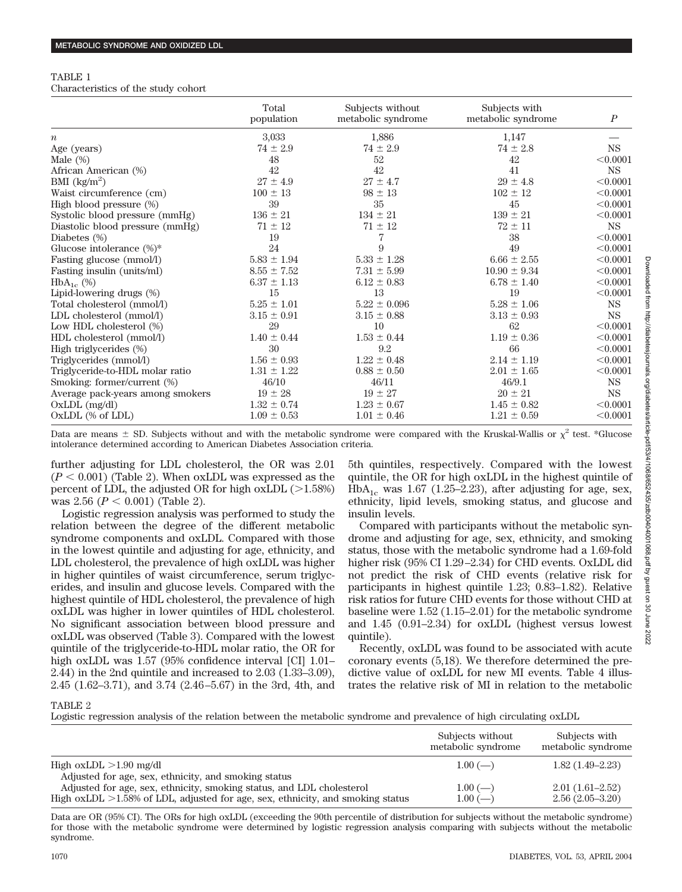TABLE 1
Characteristics of the study cohort

| | Total population | Subjects without metabolic syndrome | Subjects with metabolic syndrome | $P$ |
|---|---|---|---|---|
| $n$ | 3,033 | 1,886 | 1,147 | — |
| Age (years) | 74 ± 2.9 | 74 ± 2.9 | 74 ± 2.8 | NS |
| Male (%) | 48 | 52 | 42 | <0.0001 |
| African American (%) | 42 | 42 | 41 | NS |
| BMI (kg/m$^2$) | 27 ± 4.9 | 27 ± 4.7 | 29 ± 4.8 | <0.0001 |
| Waist circumference (cm) | 100 ± 13 | 98 ± 13 | 102 ± 12 | <0.0001 |
| High blood pressure (%) | 39 | 35 | 45 | <0.0001 |
| Systolic blood pressure (mmHg) | 136 ± 21 | 134 ± 21 | 139 ± 21 | <0.0001 |
| Diastolic blood pressure (mmHg) | 71 ± 12 | 71 ± 12 | 72 ± 11 | NS |
| Diabetes (%) | 19 | 7 | 38 | <0.0001 |
| Glucose intolerance (%)* | 24 | 9 | 49 | <0.0001 |
| Fasting glucose (mmol/l) | 5.83 ± 1.94 | 5.33 ± 1.28 | 6.66 ± 2.55 | <0.0001 |
| Fasting insulin (units/ml) | 8.55 ± 7.52 | 7.31 ± 5.99 | 10.90 ± 9.34 | <0.0001 |
| HbA$_{1c}$ (%) | 6.37 ± 1.13 | 6.12 ± 0.83 | 6.78 ± 1.40 | <0.0001 |
| Lipid-lowering drugs (%) | 15 | 13 | 19 | <0.0001 |
| Total cholesterol (mmol/l) | 5.25 ± 1.01 | 5.22 ± 0.096 | 5.28 ± 1.06 | NS |
| LDL cholesterol (mmol/l) | 3.15 ± 0.91 | 3.15 ± 0.88 | 3.13 ± 0.93 | NS |
| Low HDL cholesterol (%) | 29 | 10 | 62 | <0.0001 |
| HDL cholesterol (mmol/l) | 1.40 ± 0.44 | 1.53 ± 0.44 | 1.19 ± 0.36 | <0.0001 |
| High triglycerides (%) | 30 | 9.2 | 66 | <0.0001 |
| Triglycerides (mmol/l) | 1.56 ± 0.93 | 1.22 ± 0.48 | 2.14 ± 1.19 | <0.0001 |
| Triglyceride-to-HDL molar ratio | 1.31 ± 1.22 | 0.88 ± 0.50 | 2.01 ± 1.65 | <0.0001 |
| Smoking: former/current (%) | 46/10 | 46/11 | 46/9.1 | NS |
| Average pack-years among smokers | 19 ± 28 | 19 ± 27 | 20 ± 21 | NS |
| OxLDL (mg/dl) | 1.32 ± 0.74 | 1.23 ± 0.67 | 1.45 ± 0.82 | <0.0001 |
| OxLDL (% of LDL) | 1.09 ± 0.53 | 1.01 ± 0.46 | 1.21 ± 0.59 | <0.0001 |

Data are means ± SD. Subjects without and with the metabolic syndrome were compared with the Kruskal-Wallis or $\chi^2$ test. *Glucose intolerance determined according to American Diabetes Association criteria.

further adjusting for LDL cholesterol, the OR was 2.01 ($P < 0.001$) (Table 2). When oxLDL was expressed as the percent of LDL, the adjusted OR for high oxLDL (>1.58%) was 2.56 ($P < 0.001$) (Table 2).

Logistic regression analysis was performed to study the relation between the degree of the different metabolic syndrome components and oxLDL. Compared with those in the lowest quintile and adjusting for age, ethnicity, and LDL cholesterol, the prevalence of high oxLDL was higher in higher quintiles of waist circumference, serum triglycerides, and insulin and glucose levels. Compared with the highest quintile of HDL cholesterol, the prevalence of high oxLDL was higher in lower quintiles of HDL cholesterol. No significant association between blood pressure and oxLDL was observed (Table 3). Compared with the lowest quintile of the triglyceride-to-HDL molar ratio, the OR for high oxLDL was 1.57 (95% confidence interval [CI] 1.01–2.44) in the 2nd quintile and increased to 2.03 (1.33–3.09), 2.45 (1.62–3.71), and 3.74 (2.46–5.67) in the 3rd, 4th, and 5th quintiles, respectively. Compared with the lowest quintile, the OR for high oxLDL in the highest quintile of HbA$_{1c}$ was 1.67 (1.25–2.23), after adjusting for age, sex, ethnicity, lipid levels, smoking status, and glucose and insulin levels.

Compared with participants without the metabolic syndrome and adjusting for age, sex, ethnicity, and smoking status, those with the metabolic syndrome had a 1.69-fold higher risk (95% CI 1.29–2.34) for CHD events. OxLDL did not predict the risk of CHD events (relative risk for participants in highest quintile 1.23; 0.83–1.82). Relative risk ratios for future CHD events for those without CHD at baseline were 1.52 (1.15–2.01) for the metabolic syndrome and 1.45 (0.91–2.34) for oxLDL (highest versus lowest quintile).

Recently, oxLDL was found to be associated with acute coronary events (5,18). We therefore determined the predictive value of oxLDL for new MI events. Table 4 illustrates the relative risk of MI in relation to the metabolic

TABLE 2
Logistic regression analysis of the relation between the metabolic syndrome and prevalence of high circulating oxLDL

| | Subjects without metabolic syndrome | Subjects with metabolic syndrome |
|---|---|---|
| High oxLDL >1.90 mg/dl | 1.00 (—) | 1.82 (1.49–2.23) |
| Adjusted for age, sex, ethnicity, and smoking status | | |
| Adjusted for age, sex, ethnicity, smoking status, and LDL cholesterol | 1.00 (—) | 2.01 (1.61–2.52) |
| High oxLDL >1.58% of LDL, adjusted for age, sex, ethnicity, and smoking status | 1.00 (—) | 2.56 (2.05–3.20) |

Data are OR (95% CI). The ORs for high oxLDL (exceeding the 90th percentile of distribution for subjects without the metabolic syndrome) for those with the metabolic syndrome were determined by logistic regression analysis comparing with subjects without the metabolic syndrome.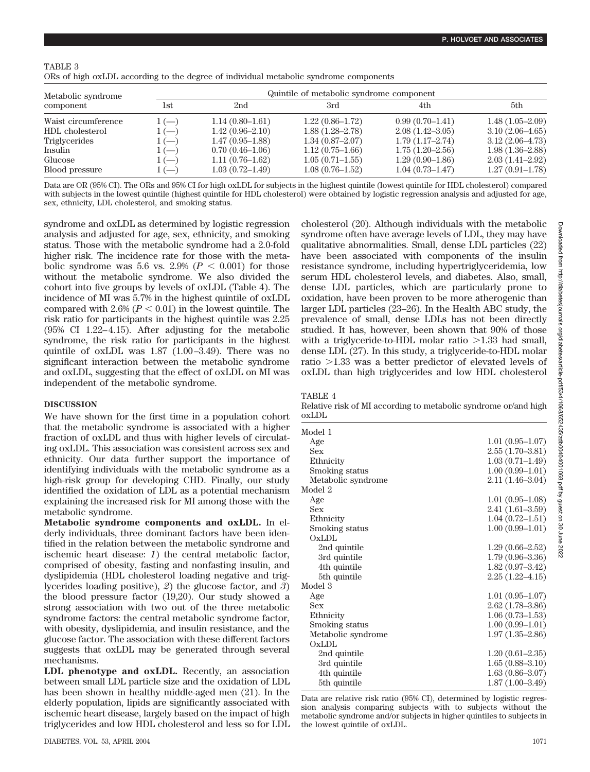TABLE 3
ORs of high oxLDL according to the degree of individual metabolic syndrome components

| Metabolic syndrome component | Quintile of metabolic syndrome component | | | | |
|---|---|---|---|---|---|
| | 1st | 2nd | 3rd | 4th | 5th |
| Waist circumference | 1 (—) | 1.14 (0.80–1.61) | 1.22 (0.86–1.72) | 0.99 (0.70–1.41) | 1.48 (1.05–2.09) |
| HDL cholesterol | 1 (—) | 1.42 (0.96–2.10) | 1.88 (1.28–2.78) | 2.08 (1.42–3.05) | 3.10 (2.06–4.65) |
| Triglycerides | 1 (—) | 1.47 (0.95–1.88) | 1.34 (0.87–2.07) | 1.79 (1.17–2.74) | 3.12 (2.06–4.73) |
| Insulin | 1 (—) | 0.70 (0.46–1.06) | 1.12 (0.75–1.66) | 1.75 (1.20–2.56) | 1.98 (1.36–2.88) |
| Glucose | 1 (—) | 1.11 (0.76–1.62) | 1.05 (0.71–1.55) | 1.29 (0.90–1.86) | 2.03 (1.41–2.92) |
| Blood pressure | 1 (—) | 1.03 (0.72–1.49) | 1.08 (0.76–1.52) | 1.04 (0.73–1.47) | 1.27 (0.91–1.78) |

Data are OR (95% CI). The ORs and 95% CI for high oxLDL for subjects in the highest quintile (lowest quintile for HDL cholesterol) compared with subjects in the lowest quintile (highest quintile for HDL cholesterol) were obtained by logistic regression analysis and adjusted for age, sex, ethnicity, LDL cholesterol, and smoking status.

syndrome and oxLDL as determined by logistic regression analysis and adjusted for age, sex, ethnicity, and smoking status. Those with the metabolic syndrome had a 2.0-fold higher risk. The incidence rate for those with the metabolic syndrome was 5.6 vs. 2.9% ($P < 0.001$) for those without the metabolic syndrome. We also divided the cohort into five groups by levels of oxLDL (Table 4). The incidence of MI was 5.7% in the highest quintile of oxLDL compared with 2.6% ($P < 0.01$) in the lowest quintile. The risk ratio for participants in the highest quintile was 2.25 (95% CI 1.22–4.15). After adjusting for the metabolic syndrome, the risk ratio for participants in the highest quintile of oxLDL was 1.87 (1.00–3.49). There was no significant interaction between the metabolic syndrome and oxLDL, suggesting that the effect of oxLDL on MI was independent of the metabolic syndrome.

## DISCUSSION

We have shown for the first time in a population cohort that the metabolic syndrome is associated with a higher fraction of oxLDL and thus with higher levels of circulating oxLDL. This association was consistent across sex and ethnicity. Our data further support the importance of identifying individuals with the metabolic syndrome as a high-risk group for developing CHD. Finally, our study identified the oxidation of LDL as a potential mechanism explaining the increased risk for MI among those with the metabolic syndrome.

**Metabolic syndrome components and oxLDL.** In elderly individuals, three dominant factors have been identified in the relation between the metabolic syndrome and ischemic heart disease: *1*) the central metabolic factor, comprised of obesity, fasting and nonfasting insulin, and dyslipidemia (HDL cholesterol loading negative and triglycerides loading positive), *2*) the glucose factor, and *3*) the blood pressure factor (19,20). Our study showed a strong association with two out of the three metabolic syndrome factors: the central metabolic syndrome factor, with obesity, dyslipidemia, and insulin resistance, and the glucose factor. The association with these different factors suggests that oxLDL may be generated through several mechanisms.

**LDL phenotype and oxLDL.** Recently, an association between small LDL particle size and the oxidation of LDL has been shown in healthy middle-aged men (21). In the elderly population, lipids are significantly associated with ischemic heart disease, largely based on the impact of high triglycerides and low HDL cholesterol and less so for LDL cholesterol (20). Although individuals with the metabolic syndrome often have average levels of LDL, they may have qualitative abnormalities. Small, dense LDL particles (22) have been associated with components of the insulin resistance syndrome, including hypertriglyceridemia, low serum HDL cholesterol levels, and diabetes. Also, small, dense LDL particles, which are particularly prone to oxidation, have been proven to be more atherogenic than larger LDL particles (23–26). In the Health ABC study, the prevalence of small, dense LDLs has not been directly studied. It has, however, been shown that 90% of those with a triglyceride-to-HDL molar ratio >1.33 had small, dense LDL (27). In this study, a triglyceride-to-HDL molar ratio >1.33 was a better predictor of elevated levels of oxLDL than high triglycerides and low HDL cholesterol

TABLE 4
Relative risk of MI according to metabolic syndrome or/and high oxLDL

| | |
|---|---|
| Model 1 | |
| Age | 1.01 (0.95–1.07) |
| Sex | 2.55 (1.70–3.81) |
| Ethnicity | 1.03 (0.71–1.49) |
| Smoking status | 1.00 (0.99–1.01) |
| Metabolic syndrome | 2.11 (1.46–3.04) |
| Model 2 | |
| Age | 1.01 (0.95–1.08) |
| Sex | 2.41 (1.61–3.59) |
| Ethnicity | 1.04 (0.72–1.51) |
| Smoking status | 1.00 (0.99–1.01) |
| OxLDL | |
| 2nd quintile | 1.29 (0.66–2.52) |
| 3rd quintile | 1.79 (0.96–3.36) |
| 4th quintile | 1.82 (0.97–3.42) |
| 5th quintile | 2.25 (1.22–4.15) |
| Model 3 | |
| Age | 1.01 (0.95–1.07) |
| Sex | 2.62 (1.78–3.86) |
| Ethnicity | 1.06 (0.73–1.53) |
| Smoking status | 1.00 (0.99–1.01) |
| Metabolic syndrome | 1.97 (1.35–2.86) |
| OxLDL | |
| 2nd quintile | 1.20 (0.61–2.35) |
| 3rd quintile | 1.65 (0.88–3.10) |
| 4th quintile | 1.63 (0.86–3.07) |
| 5th quintile | 1.87 (1.00–3.49) |

Data are relative risk ratio (95% CI), determined by logistic regression analysis comparing subjects with to subjects without the metabolic syndrome and/or subjects in higher quintiles to subjects in the lowest quintile of oxLDL.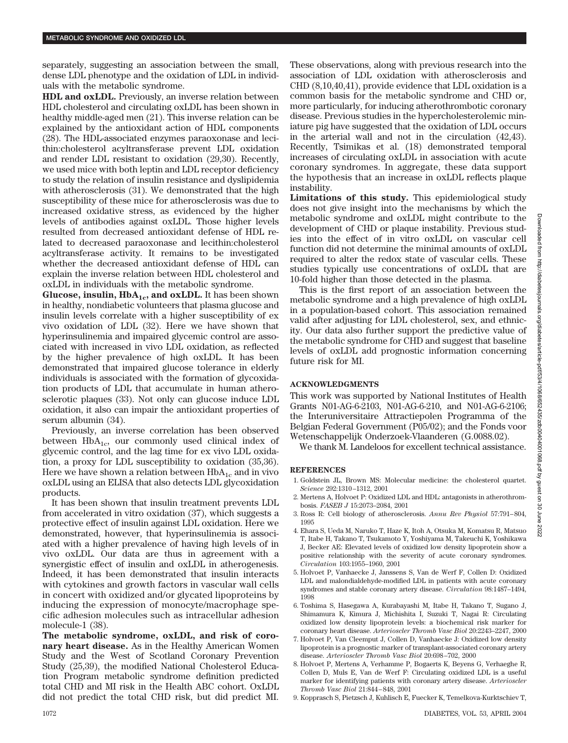separately, suggesting an association between the small, dense LDL phenotype and the oxidation of LDL in individuals with the metabolic syndrome.

**HDL and oxLDL.** Previously, an inverse relation between HDL cholesterol and circulating oxLDL has been shown in healthy middle-aged men (21). This inverse relation can be explained by the antioxidant action of HDL components (28). The HDL-associated enzymes paraoxonase and lecithin:cholesterol acyltransferase prevent LDL oxidation and render LDL resistant to oxidation (29,30). Recently, we used mice with both leptin and LDL receptor deficiency to study the relation of insulin resistance and dyslipidemia with atherosclerosis (31). We demonstrated that the high susceptibility of these mice for atherosclerosis was due to increased oxidative stress, as evidenced by the higher levels of antibodies against oxLDL. Those higher levels resulted from decreased antioxidant defense of HDL related to decreased paraoxonase and lecithin:cholesterol acyltransferase activity. It remains to be investigated whether the decreased antioxidant defense of HDL can explain the inverse relation between HDL cholesterol and oxLDL in individuals with the metabolic syndrome.

**Glucose, insulin, $HbA_{1c}$, and oxLDL.** It has been shown in healthy, nondiabetic volunteers that plasma glucose and insulin levels correlate with a higher susceptibility of ex vivo oxidation of LDL (32). Here we have shown that hyperinsulinemia and impaired glycemic control are associated with increased in vivo LDL oxidation, as reflected by the higher prevalence of high oxLDL. It has been demonstrated that impaired glucose tolerance in elderly individuals is associated with the formation of glycoxidation products of LDL that accumulate in human atherosclerotic plaques (33). Not only can glucose induce LDL oxidation, it also can impair the antioxidant properties of serum albumin (34).

Previously, an inverse correlation has been observed between $HbA_{1c}$, our commonly used clinical index of glycemic control, and the lag time for ex vivo LDL oxidation, a proxy for LDL susceptibility to oxidation (35,36). Here we have shown a relation between $HbA_{1c}$ and in vivo oxLDL using an ELISA that also detects LDL glycoxidation products.

It has been shown that insulin treatment prevents LDL from accelerated in vitro oxidation (37), which suggests a protective effect of insulin against LDL oxidation. Here we demonstrated, however, that hyperinsulinemia is associated with a higher prevalence of having high levels of in vivo oxLDL. Our data are thus in agreement with a synergistic effect of insulin and oxLDL in atherogenesis. Indeed, it has been demonstrated that insulin interacts with cytokines and growth factors in vascular wall cells in concert with oxidized and/or glycated lipoproteins by inducing the expression of monocyte/macrophage specific adhesion molecules such as intracellular adhesion molecule-1 (38).

**The metabolic syndrome, oxLDL, and risk of coronary heart disease.** As in the Healthy American Women Study and the West of Scotland Coronary Prevention Study (25,39), the modified National Cholesterol Education Program metabolic syndrome definition predicted total CHD and MI risk in the Health ABC cohort. OxLDL did not predict the total CHD risk, but did predict MI. These observations, along with previous research into the association of LDL oxidation with atherosclerosis and CHD (8,10,40,41), provide evidence that LDL oxidation is a common basis for the metabolic syndrome and CHD or, more particularly, for inducing atherothrombotic coronary disease. Previous studies in the hypercholesterolemic miniature pig have suggested that the oxidation of LDL occurs in the arterial wall and not in the circulation (42,43). Recently, Tsimikas et al. (18) demonstrated temporal increases of circulating oxLDL in association with acute coronary syndromes. In aggregate, these data support the hypothesis that an increase in oxLDL reflects plaque instability.

**Limitations of this study.** This epidemiological study does not give insight into the mechanisms by which the metabolic syndrome and oxLDL might contribute to the development of CHD or plaque instability. Previous studies into the effect of in vitro oxLDL on vascular cell function did not determine the minimal amounts of oxLDL required to alter the redox state of vascular cells. These studies typically use concentrations of oxLDL that are 10-fold higher than those detected in the plasma.

This is the first report of an association between the metabolic syndrome and a high prevalence of high oxLDL in a population-based cohort. This association remained valid after adjusting for LDL cholesterol, sex, and ethnicity. Our data also further support the predictive value of the metabolic syndrome for CHD and suggest that baseline levels of oxLDL add prognostic information concerning future risk for MI.

## ACKNOWLEDGMENTS

This work was supported by National Institutes of Health Grants N01-AG-6-2103, N01-AG-6-210, and N01-AG-6-2106; the Interuniversitaire Attractiepolen Programma of the Belgian Federal Government (P05/02); and the Fonds voor Wetenschappelijk Onderzoek-Vlaanderen (G.0088.02).

We thank M. Landeloos for excellent technical assistance.

## REFERENCES

1. Goldstein JL, Brown MS: Molecular medicine: the cholesterol quartet. *Science* 292:1310–1312, 2001
2. Mertens A, Holvoet P: Oxidized LDL and HDL: antagonists in atherothrombosis. *FASEB J* 15:2073–2084, 2001
3. Ross R: Cell biology of atherosclerosis. *Annu Rev Physiol* 57:791–804, 1995
4. Ehara S, Ueda M, Naruko T, Haze K, Itoh A, Otsuka M, Komatsu R, Matsuo T, Itabe H, Takano T, Tsukamoto Y, Yoshiyama M, Takeuchi K, Yoshikawa J, Becker AE: Elevated levels of oxidized low density lipoprotein show a positive relationship with the severity of acute coronary syndromes. *Circulation* 103:1955–1960, 2001
5. Holvoet P, Vanhaecke J, Janssens S, Van de Werf F, Collen D: Oxidized LDL and malondialdehyde-modified LDL in patients with acute coronary syndromes and stable coronary artery disease. *Circulation* 98:1487–1494, 1998
6. Toshima S, Hasegawa A, Kurabayashi M, Itabe H, Takano T, Sugano J, Shimamura K, Kimura J, Michishita I, Suzuki T, Nagai R: Circulating oxidized low density lipoprotein levels: a biochemical risk marker for coronary heart disease. *Arterioscler Thromb Vasc Biol* 20:2243–2247, 2000
7. Holvoet P, Van Cleemput J, Collen D, Vanhaecke J: Oxidized low density lipoprotein is a prognostic marker of transplant-associated coronary artery disease. *Arterioscler Thromb Vasc Biol* 20:698–702, 2000
8. Holvoet P, Mertens A, Verhamme P, Bogaerts K, Beyens G, Verhaeghe R, Collen D, Muls E, Van de Werf F: Circulating oxidized LDL is a useful marker for identifying patients with coronary artery disease. *Arterioscler Thromb Vasc Biol* 21:844–848, 2001
9. Kopprasch S, Pietzsch J, Kuhlisch E, Fuecker K, Temelkova-Kurktschiev T,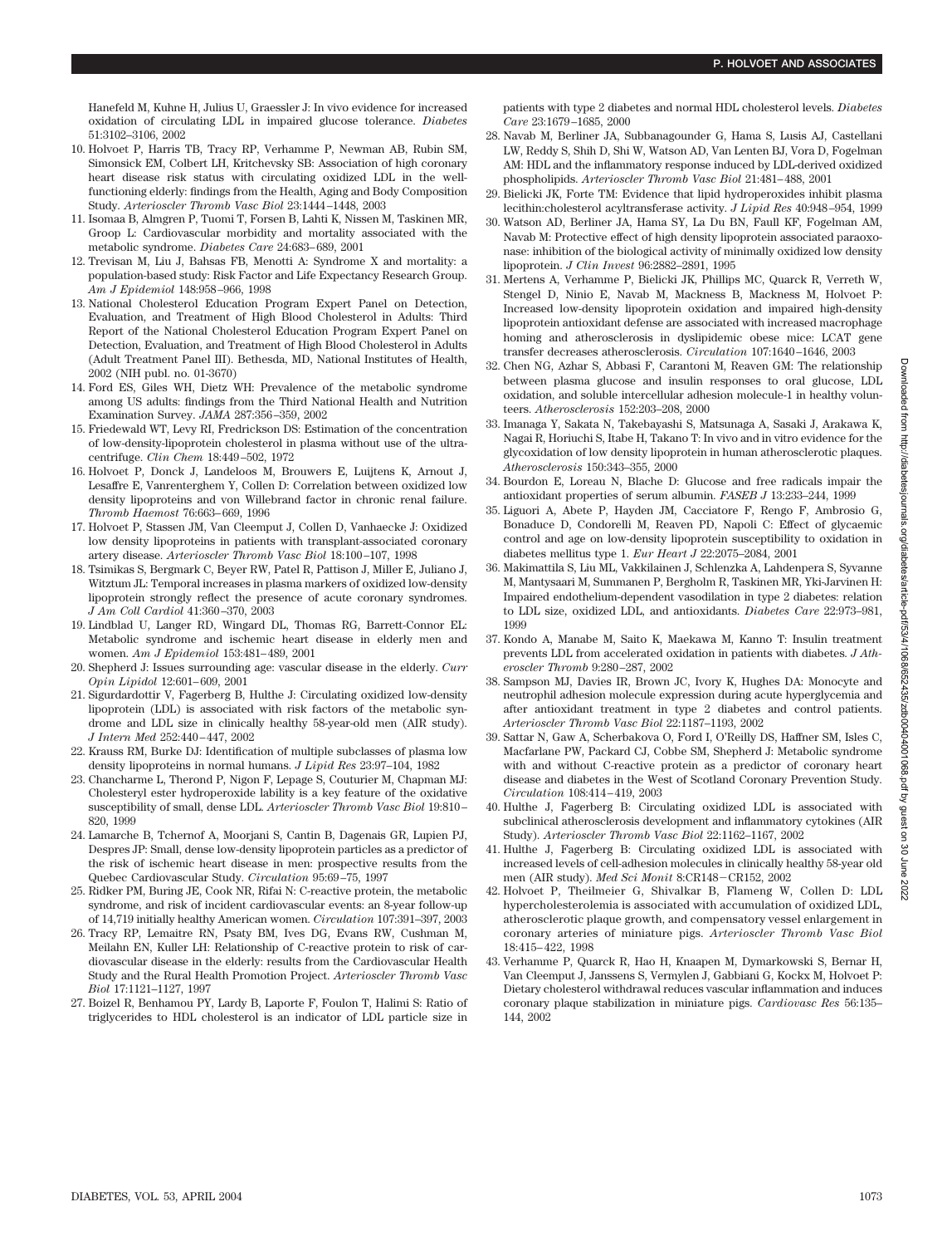Hanefeld M, Kuhne H, Julius U, Graessler J: In vivo evidence for increased oxidation of circulating LDL in impaired glucose tolerance. *Diabetes* 51:3102–3106, 2002

10. Holvoet P, Harris TB, Tracy RP, Verhamme P, Newman AB, Rubin SM, Simonsick EM, Colbert LH, Kritchevsky SB: Association of high coronary heart disease risk status with circulating oxidized LDL in the well-functioning elderly: findings from the Health, Aging and Body Composition Study. *Arterioscler Thromb Vasc Biol* 23:1444–1448, 2003
11. Isomaa B, Almgren P, Tuomi T, Forsen B, Lahti K, Nissen M, Taskinen MR, Groop L: Cardiovascular morbidity and mortality associated with the metabolic syndrome. *Diabetes Care* 24:683–689, 2001
12. Trevisan M, Liu J, Bahsas FB, Menotti A: Syndrome X and mortality: a population-based study: Risk Factor and Life Expectancy Research Group. *Am J Epidemiol* 148:958–966, 1998
13. National Cholesterol Education Program Expert Panel on Detection, Evaluation, and Treatment of High Blood Cholesterol in Adults: Third Report of the National Cholesterol Education Program Expert Panel on Detection, Evaluation, and Treatment of High Blood Cholesterol in Adults (Adult Treatment Panel III). Bethesda, MD, National Institutes of Health, 2002 (NIH publ. no. 01-3670)
14. Ford ES, Giles WH, Dietz WH: Prevalence of the metabolic syndrome among US adults: findings from the Third National Health and Nutrition Examination Survey. *JAMA* 287:356–359, 2002
15. Friedewald WT, Levy RI, Fredrickson DS: Estimation of the concentration of low-density-lipoprotein cholesterol in plasma without use of the ultracentrifuge. *Clin Chem* 18:449–502, 1972
16. Holvoet P, Donck J, Landeloos M, Brouwers E, Luijtens K, Arnout J, Lesaffre E, Vanrenterghem Y, Collen D: Correlation between oxidized low density lipoproteins and von Willebrand factor in chronic renal failure. *Thromb Haemost* 76:663–669, 1996
17. Holvoet P, Stassen JM, Van Cleemput J, Collen D, Vanhaecke J: Oxidized low density lipoproteins in patients with transplant-associated coronary artery disease. *Arterioscler Thromb Vasc Biol* 18:100–107, 1998
18. Tsimikas S, Bergmark C, Beyer RW, Patel R, Pattison J, Miller E, Juliano J, Witztum JL: Temporal increases in plasma markers of oxidized low-density lipoprotein strongly reflect the presence of acute coronary syndromes. *J Am Coll Cardiol* 41:360–370, 2003
19. Lindblad U, Langer RD, Wingard DL, Thomas RG, Barrett-Connor EL: Metabolic syndrome and ischemic heart disease in elderly men and women. *Am J Epidemiol* 153:481–489, 2001
20. Shepherd J: Issues surrounding age: vascular disease in the elderly. *Curr Opin Lipidol* 12:601–609, 2001
21. Sigurdardottir V, Fagerberg B, Hulthe J: Circulating oxidized low-density lipoprotein (LDL) is associated with risk factors of the metabolic syndrome and LDL size in clinically healthy 58-year-old men (AIR study). *J Intern Med* 252:440–447, 2002
22. Krauss RM, Burke DJ: Identification of multiple subclasses of plasma low density lipoproteins in normal humans. *J Lipid Res* 23:97–104, 1982
23. Chancharme L, Therond P, Nigon F, Lepage S, Couturier M, Chapman MJ: Cholesteryl ester hydroperoxide lability is a key feature of the oxidative susceptibility of small, dense LDL. *Arterioscler Thromb Vasc Biol* 19:810–820, 1999
24. Lamarche B, Tchernof A, Moorjani S, Cantin B, Dagenais GR, Lupien PJ, Despres JP: Small, dense low-density lipoprotein particles as a predictor of the risk of ischemic heart disease in men: prospective results from the Quebec Cardiovascular Study. *Circulation* 95:69–75, 1997
25. Ridker PM, Buring JE, Cook NR, Rifai N: C-reactive protein, the metabolic syndrome, and risk of incident cardiovascular events: an 8-year follow-up of 14,719 initially healthy American women. *Circulation* 107:391–397, 2003
26. Tracy RP, Lemaitre RN, Psaty BM, Ives DG, Evans RW, Cushman M, Meilahn EN, Kuller LH: Relationship of C-reactive protein to risk of cardiovascular disease in the elderly: results from the Cardiovascular Health Study and the Rural Health Promotion Project. *Arterioscler Thromb Vasc Biol* 17:1121–1127, 1997
27. Boizel R, Benhamou PY, Lardy B, Laporte F, Foulon T, Halimi S: Ratio of triglycerides to HDL cholesterol is an indicator of LDL particle size in patients with type 2 diabetes and normal HDL cholesterol levels. *Diabetes Care* 23:1679–1685, 2000
28. Navab M, Berliner JA, Subbanagounder G, Hama S, Lusis AJ, Castellani LW, Reddy S, Shih D, Shi W, Watson AD, Van Lenten BJ, Vora D, Fogelman AM: HDL and the inflammatory response induced by LDL-derived oxidized phospholipids. *Arterioscler Thromb Vasc Biol* 21:481–488, 2001
29. Bielicki JK, Forte TM: Evidence that lipid hydroperoxides inhibit plasma lecithin:cholesterol acyltransferase activity. *J Lipid Res* 40:948–954, 1999
30. Watson AD, Berliner JA, Hama SY, La Du BN, Faull KF, Fogelman AM, Navab M: Protective effect of high density lipoprotein associated paraoxonase: inhibition of the biological activity of minimally oxidized low density lipoprotein. *J Clin Invest* 96:2882–2891, 1995
31. Mertens A, Verhamme P, Bielicki JK, Phillips MC, Quarck R, Verreth W, Stengel D, Ninio E, Navab M, Mackness B, Mackness M, Holvoet P: Increased low-density lipoprotein oxidation and impaired high-density lipoprotein antioxidant defense are associated with increased macrophage homing and atherosclerosis in dyslipidemic obese mice: LCAT gene transfer decreases atherosclerosis. *Circulation* 107:1640–1646, 2003
32. Chen NG, Azhar S, Abbasi F, Carantoni M, Reaven GM: The relationship between plasma glucose and insulin responses to oral glucose, LDL oxidation, and soluble intercellular adhesion molecule-1 in healthy volunteers. *Atherosclerosis* 152:203–208, 2000
33. Imanaga Y, Sakata N, Takebayashi S, Matsunaga A, Sasaki J, Arakawa K, Nagai R, Horiuchi S, Itabe H, Takano T: In vivo and in vitro evidence for the glycoxidation of low density lipoprotein in human atherosclerotic plaques. *Atherosclerosis* 150:343–355, 2000
34. Bourdon E, Loreau N, Blache D: Glucose and free radicals impair the antioxidant properties of serum albumin. *FASEB J* 13:233–244, 1999
35. Liguori A, Abete P, Hayden JM, Cacciatore F, Rengo F, Ambrosio G, Bonaduce D, Condorelli M, Reaven PD, Napoli C: Effect of glycaemic control and age on low-density lipoprotein susceptibility to oxidation in diabetes mellitus type 1. *Eur Heart J* 22:2075–2084, 2001
36. Makimattila S, Liu ML, Vakkilainen J, Schlenzka A, Lahdenpera S, Syvanne M, Mantysaari M, Summanen P, Bergholm R, Taskinen MR, Yki-Jarvinen H: Impaired endothelium-dependent vasodilation in type 2 diabetes: relation to LDL size, oxidized LDL, and antioxidants. *Diabetes Care* 22:973–981, 1999
37. Kondo A, Manabe M, Saito K, Maekawa M, Kanno T: Insulin treatment prevents LDL from accelerated oxidation in patients with diabetes. *J Atheroscler Thromb* 9:280–287, 2002
38. Sampson MJ, Davies IR, Brown JC, Ivory K, Hughes DA: Monocyte and neutrophil adhesion molecule expression during acute hyperglycemia and after antioxidant treatment in type 2 diabetes and control patients. *Arterioscler Thromb Vasc Biol* 22:1187–1193, 2002
39. Sattar N, Gaw A, Scherbakova O, Ford I, O'Reilly DS, Haffner SM, Isles C, Macfarlane PW, Packard CJ, Cobbe SM, Shepherd J: Metabolic syndrome with and without C-reactive protein as a predictor of coronary heart disease and diabetes in the West of Scotland Coronary Prevention Study. *Circulation* 108:414–419, 2003
40. Hulthe J, Fagerberg B: Circulating oxidized LDL is associated with subclinical atherosclerosis development and inflammatory cytokines (AIR Study). *Arterioscler Thromb Vasc Biol* 22:1162–1167, 2002
41. Hulthe J, Fagerberg B: Circulating oxidized LDL is associated with increased levels of cell-adhesion molecules in clinically healthy 58-year old men (AIR study). *Med Sci Monit* 8:CR148–CR152, 2002
42. Holvoet P, Theilmeier G, Shivalkar B, Flameng W, Collen D: LDL hypercholesterolemia is associated with accumulation of oxidized LDL, atherosclerotic plaque growth, and compensatory vessel enlargement in coronary arteries of miniature pigs. *Arterioscler Thromb Vasc Biol* 18:415–422, 1998
43. Verhamme P, Quarck R, Hao H, Knaapen M, Dymarkowski S, Bernar H, Van Cleemput J, Janssens S, Vermylen J, Gabbiani G, Kockx M, Holvoet P: Dietary cholesterol withdrawal reduces vascular inflammation and induces coronary plaque stabilization in miniature pigs. *Cardiovasc Res* 56:135–144, 2002